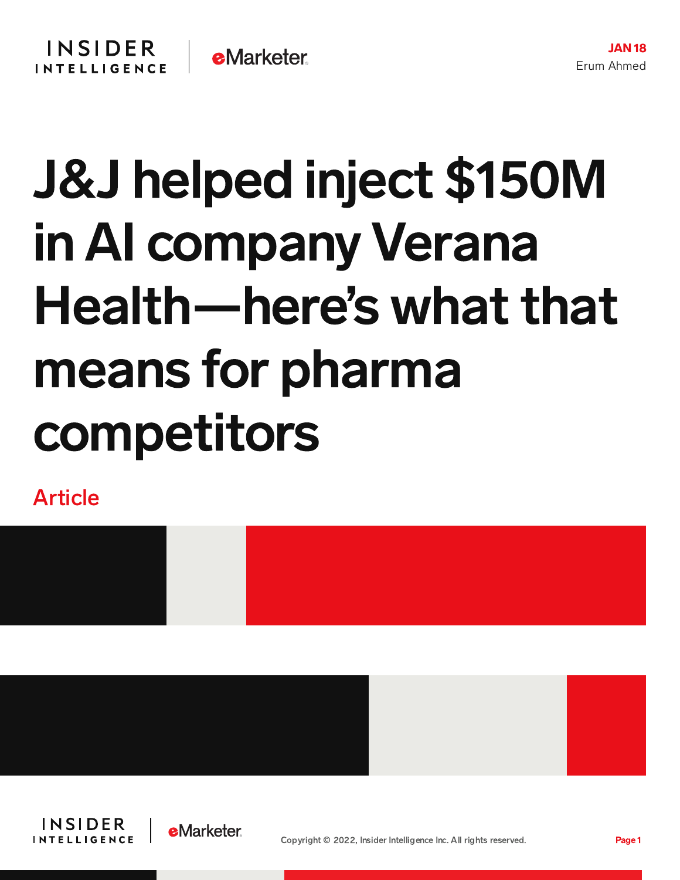JAN 18
Erum Ahmed

# J&J helped inject $150M in AI company Verana Health—here's what that means for pharma competitors

Article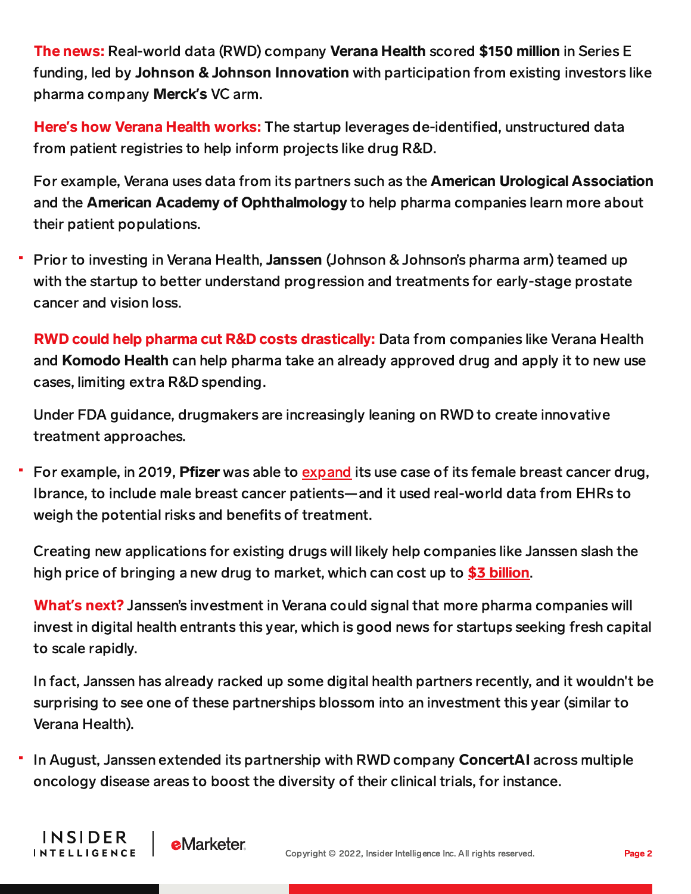**The news:** Real-world data (RWD) company **Verana Health** scored **$150 million** in Series E funding, led by **Johnson & Johnson Innovation** with participation from existing investors like pharma company **Merck's** VC arm.

**Here's how Verana Health works:** The startup leverages de-identified, unstructured data from patient registries to help inform projects like drug R&D.

For example, Verana uses data from its partners such as the **American Urological Association** and the **American Academy of Ophthalmology** to help pharma companies learn more about their patient populations.

- Prior to investing in Verana Health, **Janssen** (Johnson & Johnson's pharma arm) teamed up with the startup to better understand progression and treatments for early-stage prostate cancer and vision loss.

**RWD could help pharma cut R&D costs drastically:** Data from companies like Verana Health and **Komodo Health** can help pharma take an already approved drug and apply it to new use cases, limiting extra R&D spending.

Under FDA guidance, drugmakers are increasingly leaning on RWD to create innovative treatment approaches.

- For example, in 2019, **Pfizer** was able to expand its use case of its female breast cancer drug, Ibrance, to include male breast cancer patients—and it used real-world data from EHRs to weigh the potential risks and benefits of treatment.

Creating new applications for existing drugs will likely help companies like Janssen slash the high price of bringing a new drug to market, which can cost up to **$3 billion**.

**What's next?** Janssen's investment in Verana could signal that more pharma companies will invest in digital health entrants this year, which is good news for startups seeking fresh capital to scale rapidly.

In fact, Janssen has already racked up some digital health partners recently, and it wouldn't be surprising to see one of these partnerships blossom into an investment this year (similar to Verana Health).

- In August, Janssen extended its partnership with RWD company **ConcertAI** across multiple oncology disease areas to boost the diversity of their clinical trials, for instance.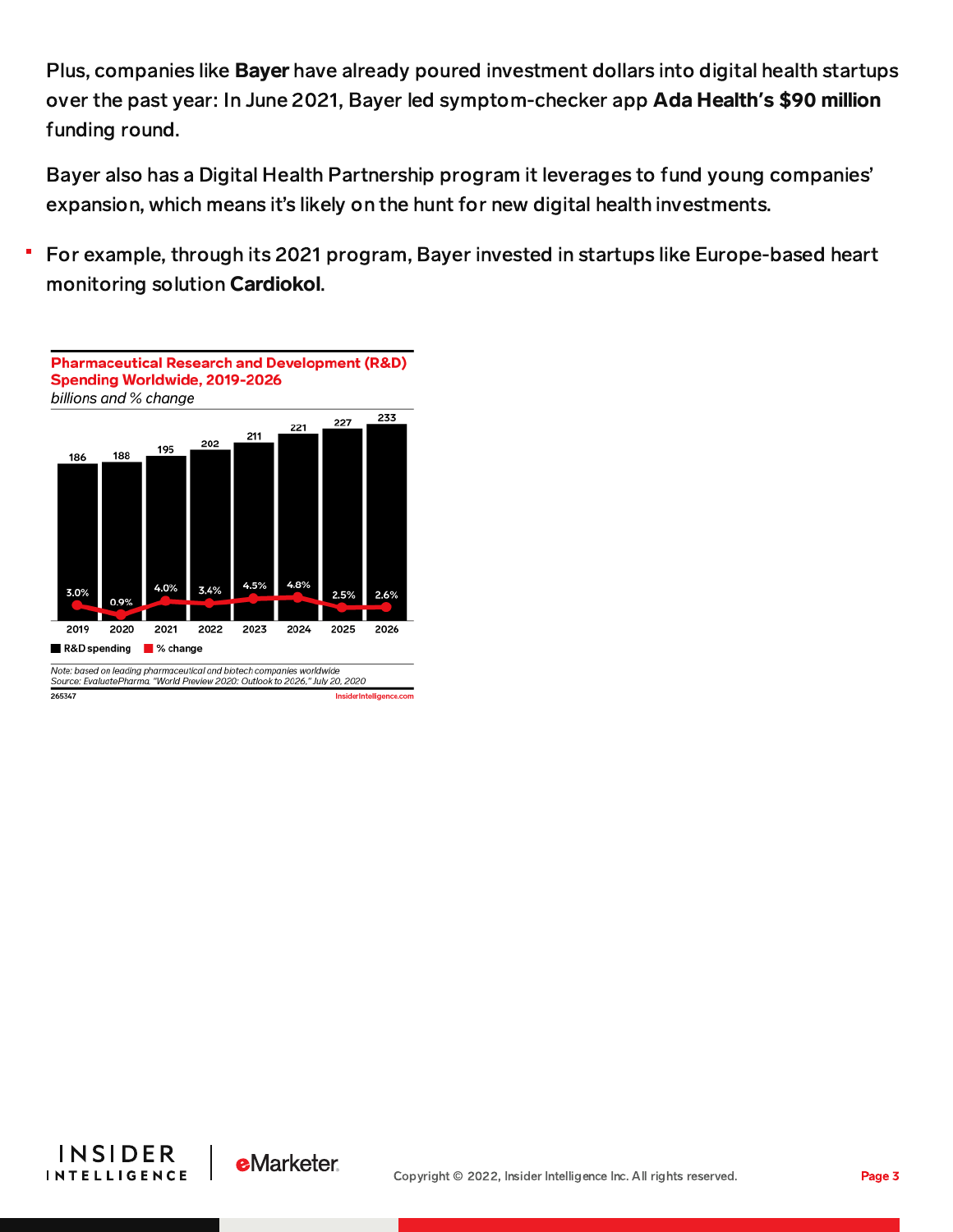Plus, companies like **Bayer** have already poured investment dollars into digital health startups over the past year: In June 2021, Bayer led symptom-checker app **Ada Health's $90 million** funding round.

Bayer also has a Digital Health Partnership program it leverages to fund young companies' expansion, which means it's likely on the hunt for new digital health investments.

- For example, through its 2021 program, Bayer invested in startups like Europe-based heart monitoring solution **Cardiokol**.

**Pharmaceutical Research and Development (R&D) Spending Worldwide, 2019-2026**
*billions and % change*

186 188 195 202 211 221 227 233

3.0% 0.9% 4.0% 3.4% 4.5% 4.8% 2.5% 2.6%

2019 2020 2021 2022 2023 2024 2025 2026

R&D spending
% change

*Note: based on leading pharmaceutical and biotech companies worldwide*
*Source: EvaluatePharma, "World Preview 2020: Outlook to 2026," July 20, 2020*

265347

InsiderIntelligence.com